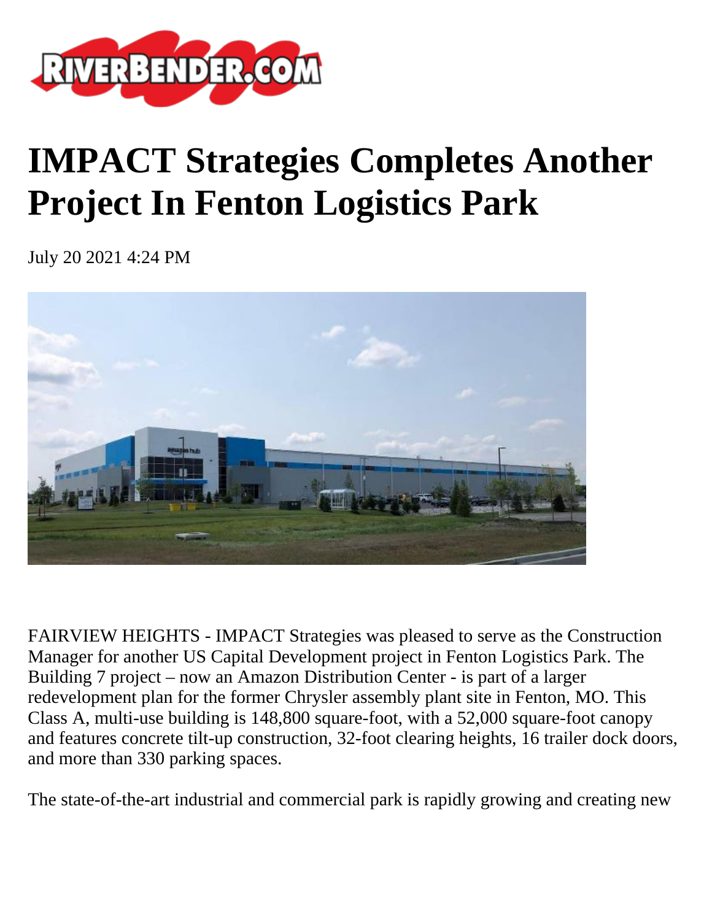# IMPACT Strategies Completes Another Project In Fenton Logistics Park

July 20 2021 4:24 PM

FAIRVIEW HEIGHTS - IMPACT Strategies was pleased to serve as the Construction Manager for another US Capital Development project in Fenton Logistics Park. The Building 7 project – now an Amazon Distribution Center - is part of a larger redevelopment plan for the former Chrysler assembly plant site in Fenton, MO. This Class A, multi-use building is 148,800 square-foot, with a 52,000 square-foot canopy and features concrete tilt-up construction, 32-foot clearing heights, 16 trailer dock doors, and more than 330 parking spaces.

The state-of-the-art industrial and commercial park is rapidly growing and creating new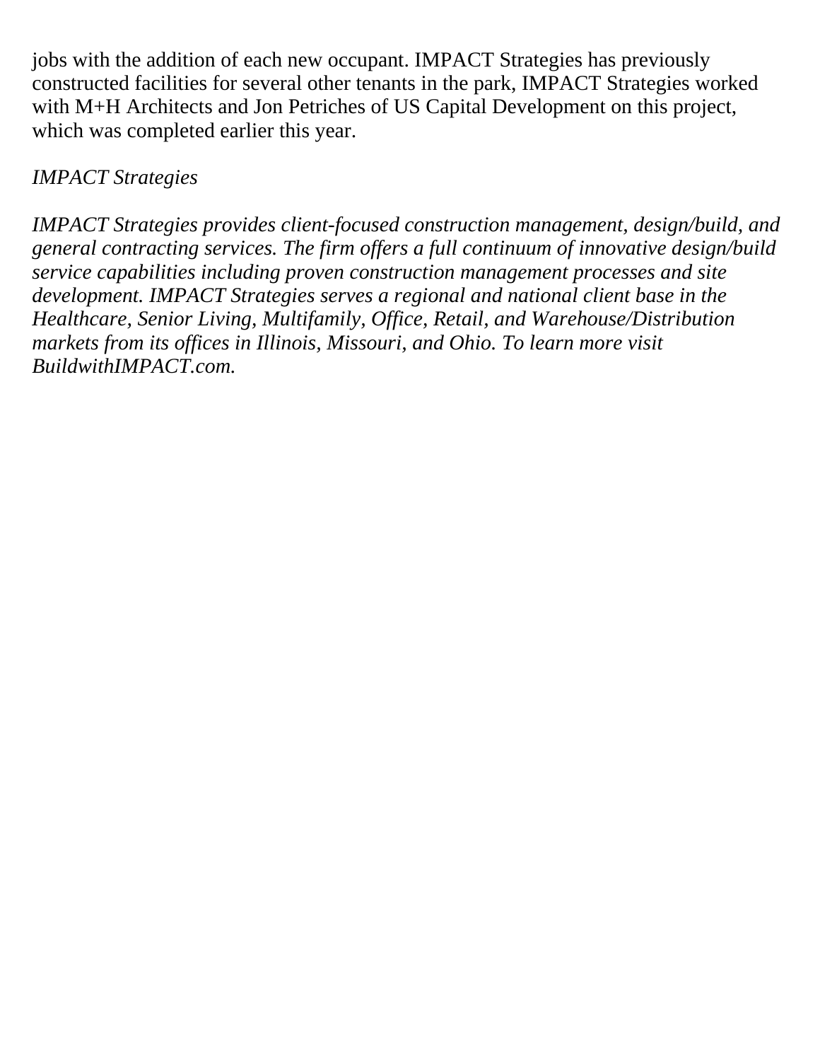jobs with the addition of each new occupant. IMPACT Strategies has previously constructed facilities for several other tenants in the park, IMPACT Strategies worked with M+H Architects and Jon Petriches of US Capital Development on this project, which was completed earlier this year.

*IMPACT Strategies*

*IMPACT Strategies provides client-focused construction management, design/build, and general contracting services. The firm offers a full continuum of innovative design/build service capabilities including proven construction management processes and site development. IMPACT Strategies serves a regional and national client base in the Healthcare, Senior Living, Multifamily, Office, Retail, and Warehouse/Distribution markets from its offices in Illinois, Missouri, and Ohio. To learn more visit BuildwithIMPACT.com.*